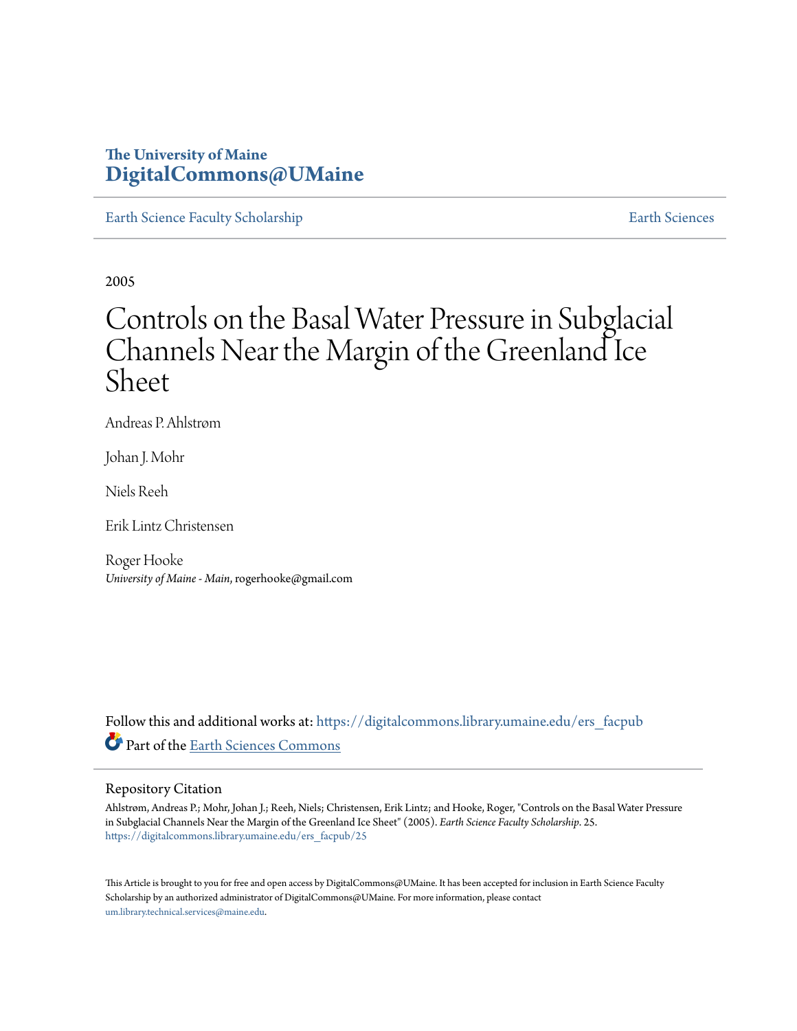The University of Maine
**DigitalCommons@UMaine**

Earth Science Faculty Scholarship | Earth Sciences

2005

# Controls on the Basal Water Pressure in Subglacial Channels Near the Margin of the Greenland Ice Sheet

Andreas P. Ahlstrøm

Johan J. Mohr

Niels Reeh

Erik Lintz Christensen

Roger Hooke
*University of Maine - Main*, rogerhooke@gmail.com

Follow this and additional works at: https://digitalcommons.library.umaine.edu/ers_facpub

Part of the Earth Sciences Commons

## Repository Citation

Ahlstrøm, Andreas P.; Mohr, Johan J.; Reeh, Niels; Christensen, Erik Lintz; and Hooke, Roger, "Controls on the Basal Water Pressure in Subglacial Channels Near the Margin of the Greenland Ice Sheet" (2005). *Earth Science Faculty Scholarship*. 25.
https://digitalcommons.library.umaine.edu/ers_facpub/25

This Article is brought to you for free and open access by DigitalCommons@UMaine. It has been accepted for inclusion in Earth Science Faculty Scholarship by an authorized administrator of DigitalCommons@UMaine. For more information, please contact um.library.technical.services@maine.edu.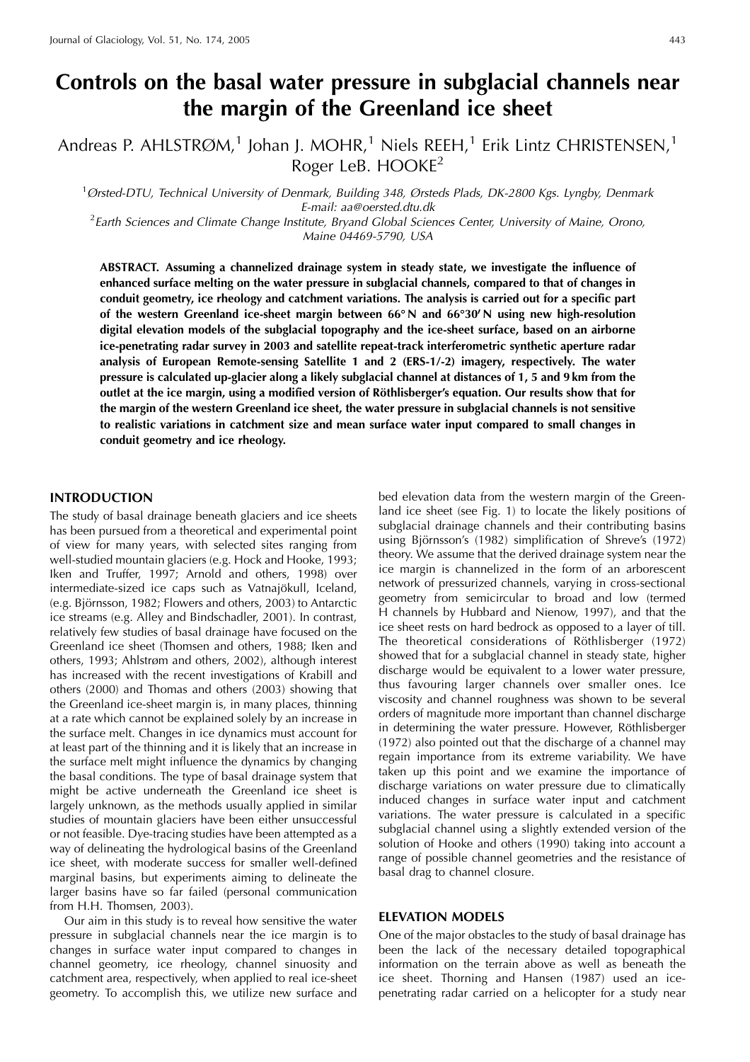# Controls on the basal water pressure in subglacial channels near the margin of the Greenland ice sheet

Andreas P. AHLSTRØM,[1] Johan J. MOHR,[1] Niels REEH,[1] Erik Lintz CHRISTENSEN,[1] Roger LeB. HOOKE[2]

[1]Ørsted-DTU, Technical University of Denmark, Building 348, Ørsteds Plads, DK-2800 Kgs. Lyngby, Denmark
E-mail: aa@oersted.dtu.dk

[2]Earth Sciences and Climate Change Institute, Bryand Global Sciences Center, University of Maine, Orono, Maine 04469-5790, USA

**ABSTRACT. Assuming a channelized drainage system in steady state, we investigate the influence of enhanced surface melting on the water pressure in subglacial channels, compared to that of changes in conduit geometry, ice rheology and catchment variations. The analysis is carried out for a specific part of the western Greenland ice-sheet margin between 66° N and 66°30′ N using new high-resolution digital elevation models of the subglacial topography and the ice-sheet surface, based on an airborne ice-penetrating radar survey in 2003 and satellite repeat-track interferometric synthetic aperture radar analysis of European Remote-sensing Satellite 1 and 2 (ERS-1/-2) imagery, respectively. The water pressure is calculated up-glacier along a likely subglacial channel at distances of 1, 5 and 9 km from the outlet at the ice margin, using a modified version of Röthlisberger's equation. Our results show that for the margin of the western Greenland ice sheet, the water pressure in subglacial channels is not sensitive to realistic variations in catchment size and mean surface water input compared to small changes in conduit geometry and ice rheology.**

## INTRODUCTION

The study of basal drainage beneath glaciers and ice sheets has been pursued from a theoretical and experimental point of view for many years, with selected sites ranging from well-studied mountain glaciers (e.g. Hock and Hooke, 1993; Iken and Truffer, 1997; Arnold and others, 1998) over intermediate-sized ice caps such as Vatnajökull, Iceland, (e.g. Björnsson, 1982; Flowers and others, 2003) to Antarctic ice streams (e.g. Alley and Bindschadler, 2001). In contrast, relatively few studies of basal drainage have focused on the Greenland ice sheet (Thomsen and others, 1988; Iken and others, 1993; Ahlstrøm and others, 2002), although interest has increased with the recent investigations of Krabill and others (2000) and Thomas and others (2003) showing that the Greenland ice-sheet margin is, in many places, thinning at a rate which cannot be explained solely by an increase in the surface melt. Changes in ice dynamics must account for at least part of the thinning and it is likely that an increase in the surface melt might influence the dynamics by changing the basal conditions. The type of basal drainage system that might be active underneath the Greenland ice sheet is largely unknown, as the methods usually applied in similar studies of mountain glaciers have been either unsuccessful or not feasible. Dye-tracing studies have been attempted as a way of delineating the hydrological basins of the Greenland ice sheet, with moderate success for smaller well-defined marginal basins, but experiments aiming to delineate the larger basins have so far failed (personal communication from H.H. Thomsen, 2003).

Our aim in this study is to reveal how sensitive the water pressure in subglacial channels near the ice margin is to changes in surface water input compared to changes in channel geometry, ice rheology, channel sinuosity and catchment area, respectively, when applied to real ice-sheet geometry. To accomplish this, we utilize new surface and bed elevation data from the western margin of the Greenland ice sheet (see Fig. 1) to locate the likely positions of subglacial drainage channels and their contributing basins using Björnsson's (1982) simplification of Shreve's (1972) theory. We assume that the derived drainage system near the ice margin is channelized in the form of an arborescent network of pressurized channels, varying in cross-sectional geometry from semicircular to broad and low (termed H channels by Hubbard and Nienow, 1997), and that the ice sheet rests on hard bedrock as opposed to a layer of till. The theoretical considerations of Röthlisberger (1972) showed that for a subglacial channel in steady state, higher discharge would be equivalent to a lower water pressure, thus favouring larger channels over smaller ones. Ice viscosity and channel roughness was shown to be several orders of magnitude more important than channel discharge in determining the water pressure. However, Röthlisberger (1972) also pointed out that the discharge of a channel may regain importance from its extreme variability. We have taken up this point and we examine the importance of discharge variations on water pressure due to climatically induced changes in surface water input and catchment variations. The water pressure is calculated in a specific subglacial channel using a slightly extended version of the solution of Hooke and others (1990) taking into account a range of possible channel geometries and the resistance of basal drag to channel closure.

## ELEVATION MODELS

One of the major obstacles to the study of basal drainage has been the lack of the necessary detailed topographical information on the terrain above as well as beneath the ice sheet. Thorning and Hansen (1987) used an ice-penetrating radar carried on a helicopter for a study near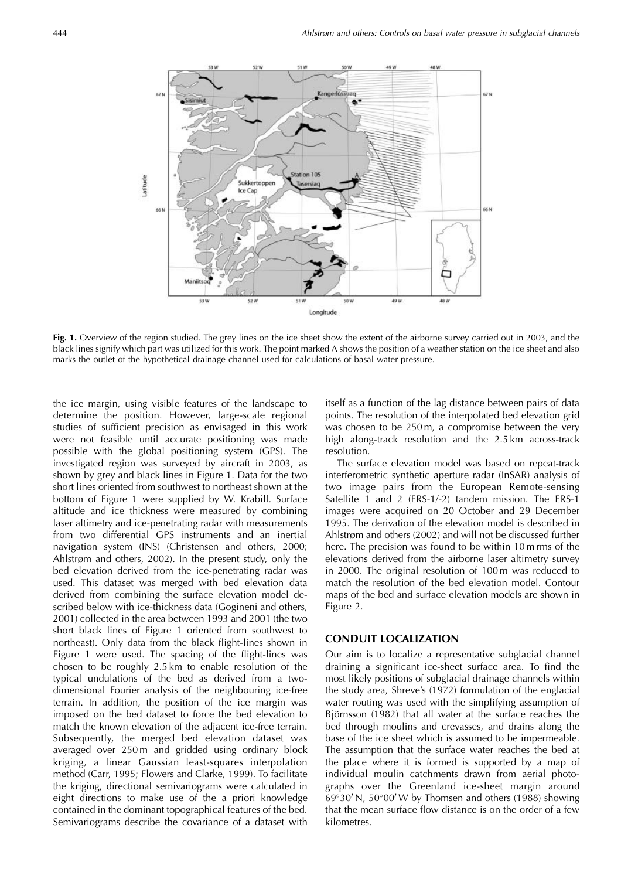**Fig. 1.** Overview of the region studied. The grey lines on the ice sheet show the extent of the airborne survey carried out in 2003, and the black lines signify which part was utilized for this work. The point marked A shows the position of a weather station on the ice sheet and also marks the outlet of the hypothetical drainage channel used for calculations of basal water pressure.

the ice margin, using visible features of the landscape to determine the position. However, large-scale regional studies of sufficient precision as envisaged in this work were not feasible until accurate positioning was made possible with the global positioning system (GPS). The investigated region was surveyed by aircraft in 2003, as shown by grey and black lines in Figure 1. Data for the two short lines oriented from southwest to northeast shown at the bottom of Figure 1 were supplied by W. Krabill. Surface altitude and ice thickness were measured by combining laser altimetry and ice-penetrating radar with measurements from two differential GPS instruments and an inertial navigation system (INS) (Christensen and others, 2000; Ahlstrøm and others, 2002). In the present study, only the bed elevation derived from the ice-penetrating radar was used. This dataset was merged with bed elevation data derived from combining the surface elevation model described below with ice-thickness data (Gogineni and others, 2001) collected in the area between 1993 and 2001 (the two short black lines of Figure 1 oriented from southwest to northeast). Only data from the black flight-lines shown in Figure 1 were used. The spacing of the flight-lines was chosen to be roughly 2.5 km to enable resolution of the typical undulations of the bed as derived from a two-dimensional Fourier analysis of the neighbouring ice-free terrain. In addition, the position of the ice margin was imposed on the bed dataset to force the bed elevation to match the known elevation of the adjacent ice-free terrain. Subsequently, the merged bed elevation dataset was averaged over 250 m and gridded using ordinary block kriging, a linear Gaussian least-squares interpolation method (Carr, 1995; Flowers and Clarke, 1999). To facilitate the kriging, directional semivariograms were calculated in eight directions to make use of the a priori knowledge contained in the dominant topographical features of the bed. Semivariograms describe the covariance of a dataset with itself as a function of the lag distance between pairs of data points. The resolution of the interpolated bed elevation grid was chosen to be 250 m, a compromise between the very high along-track resolution and the 2.5 km across-track resolution.

The surface elevation model was based on repeat-track interferometric synthetic aperture radar (InSAR) analysis of two image pairs from the European Remote-sensing Satellite 1 and 2 (ERS-1/-2) tandem mission. The ERS-1 images were acquired on 20 October and 29 December 1995. The derivation of the elevation model is described in Ahlstrøm and others (2002) and will not be discussed further here. The precision was found to be within 10 m rms of the elevations derived from the airborne laser altimetry survey in 2000. The original resolution of 100 m was reduced to match the resolution of the bed elevation model. Contour maps of the bed and surface elevation models are shown in Figure 2.

## CONDUIT LOCALIZATION

Our aim is to localize a representative subglacial channel draining a significant ice-sheet surface area. To find the most likely positions of subglacial drainage channels within the study area, Shreve's (1972) formulation of the englacial water routing was used with the simplifying assumption of Björnsson (1982) that all water at the surface reaches the bed through moulins and crevasses, and drains along the base of the ice sheet which is assumed to be impermeable. The assumption that the surface water reaches the bed at the place where it is formed is supported by a map of individual moulin catchments drawn from aerial photographs over the Greenland ice-sheet margin around 69°30′ N, 50°00′ W by Thomsen and others (1988) showing that the mean surface flow distance is on the order of a few kilometres.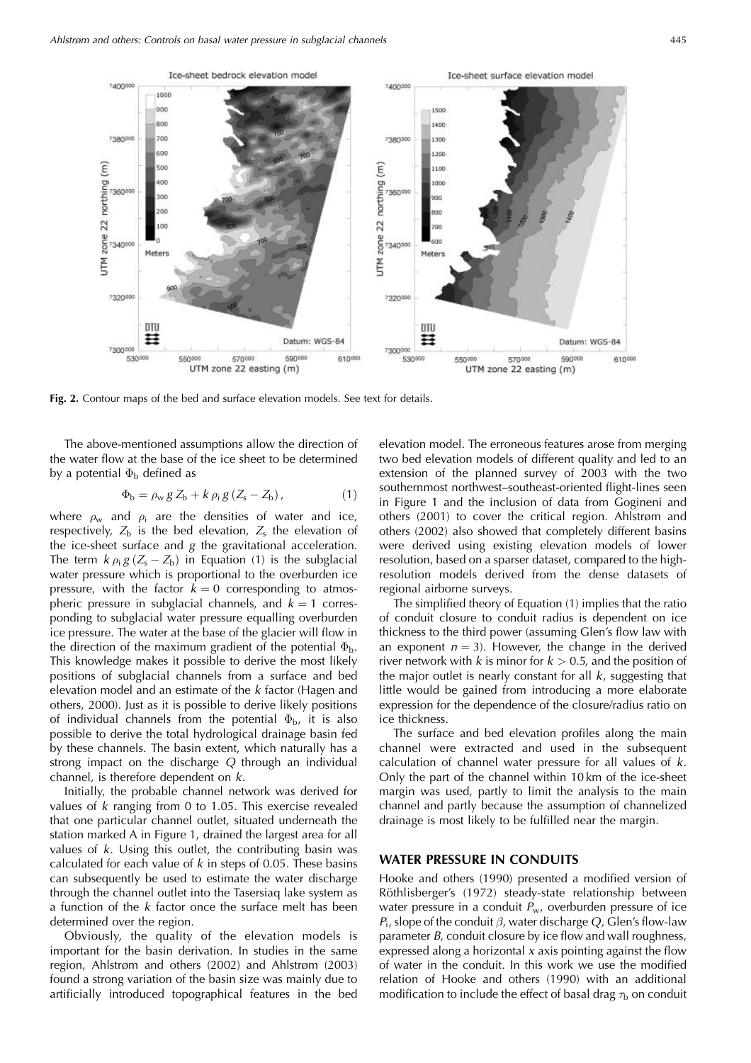Fig. 2. Contour maps of the bed and surface elevation models. See text for details.

The above-mentioned assumptions allow the direction of the water flow at the base of the ice sheet to be determined by a potential $\Phi_b$ defined as

$$\Phi_b = \rho_w g Z_b + k \rho_i g (Z_s - Z_b), \qquad (1)$$

where $\rho_w$ and $\rho_i$ are the densities of water and ice, respectively, $Z_b$ is the bed elevation, $Z_s$ the elevation of the ice-sheet surface and $g$ the gravitational acceleration. The term $k \rho_i g (Z_s - Z_b)$ in Equation (1) is the subglacial water pressure which is proportional to the overburden ice pressure, with the factor $k = 0$ corresponding to atmospheric pressure in subglacial channels, and $k = 1$ corresponding to subglacial water pressure equalling overburden ice pressure. The water at the base of the glacier will flow in the direction of the maximum gradient of the potential $\Phi_b$. This knowledge makes it possible to derive the most likely positions of subglacial channels from a surface and bed elevation model and an estimate of the $k$ factor (Hagen and others, 2000). Just as it is possible to derive likely positions of individual channels from the potential $\Phi_b$, it is also possible to derive the total hydrological drainage basin fed by these channels. The basin extent, which naturally has a strong impact on the discharge $Q$ through an individual channel, is therefore dependent on $k$.

Initially, the probable channel network was derived for values of $k$ ranging from 0 to 1.05. This exercise revealed that one particular channel outlet, situated underneath the station marked A in Figure 1, drained the largest area for all values of $k$. Using this outlet, the contributing basin was calculated for each value of $k$ in steps of 0.05. These basins can subsequently be used to estimate the water discharge through the channel outlet into the Tasersiaq lake system as a function of the $k$ factor once the surface melt has been determined over the region.

Obviously, the quality of the elevation models is important for the basin derivation. In studies in the same region, Ahlstrøm and others (2002) and Ahlstrøm (2003) found a strong variation of the basin size was mainly due to artificially introduced topographical features in the bed elevation model. The erroneous features arose from merging two bed elevation models of different quality and led to an extension of the planned survey of 2003 with the two southernmost northwest–southeast-oriented flight-lines seen in Figure 1 and the inclusion of data from Gogineni and others (2001) to cover the critical region. Ahlstrøm and others (2002) also showed that completely different basins were derived using existing elevation models of lower resolution, based on a sparser dataset, compared to the high-resolution models derived from the dense datasets of regional airborne surveys.

The simplified theory of Equation (1) implies that the ratio of conduit closure to conduit radius is dependent on ice thickness to the third power (assuming Glen's flow law with an exponent $n = 3$). However, the change in the derived river network with $k$ is minor for $k > 0.5$, and the position of the major outlet is nearly constant for all $k$, suggesting that little would be gained from introducing a more elaborate expression for the dependence of the closure/radius ratio on ice thickness.

The surface and bed elevation profiles along the main channel were extracted and used in the subsequent calculation of channel water pressure for all values of $k$. Only the part of the channel within 10 km of the ice-sheet margin was used, partly to limit the analysis to the main channel and partly because the assumption of channelized drainage is most likely to be fulfilled near the margin.

## WATER PRESSURE IN CONDUITS

Hooke and others (1990) presented a modified version of Röthlisberger's (1972) steady-state relationship between water pressure in a conduit $P_w$, overburden pressure of ice $P_i$, slope of the conduit $\beta$, water discharge $Q$, Glen's flow-law parameter $B$, conduit closure by ice flow and wall roughness, expressed along a horizontal $x$ axis pointing against the flow of water in the conduit. In this work we use the modified relation of Hooke and others (1990) with an additional modification to include the effect of basal drag $\tau_b$ on conduit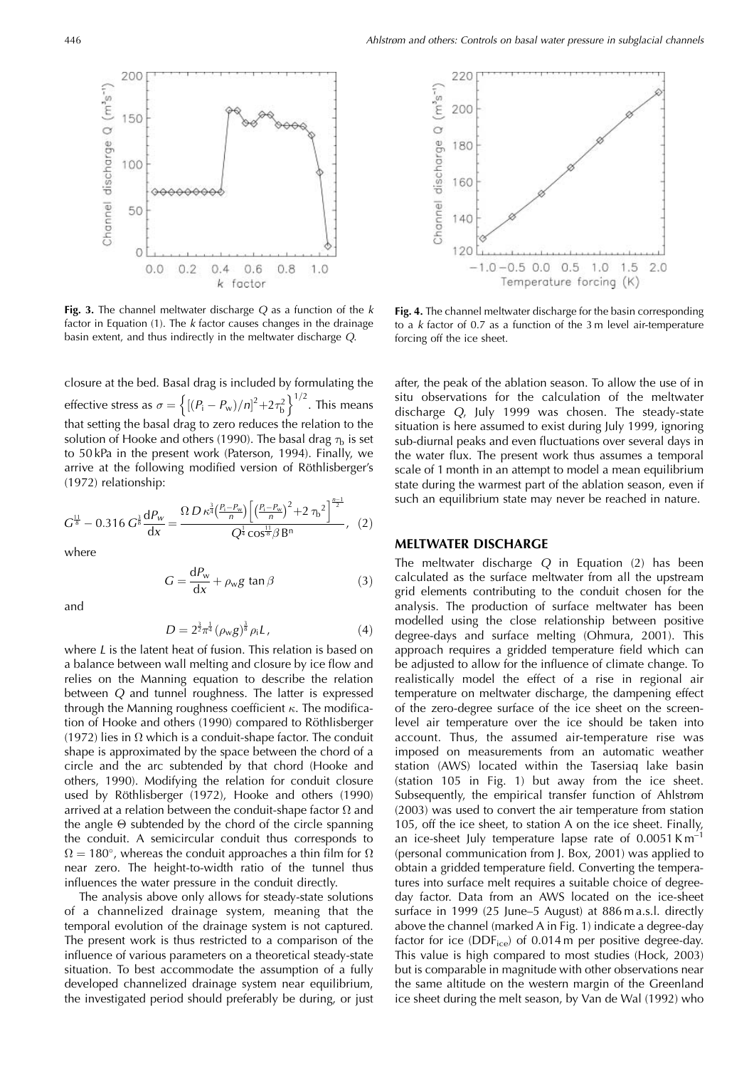**Fig. 3.** The channel meltwater discharge $Q$ as a function of the $k$ factor in Equation (1). The $k$ factor causes changes in the drainage basin extent, and thus indirectly in the meltwater discharge $Q$.

**Fig. 4.** The channel meltwater discharge for the basin corresponding to a $k$ factor of 0.7 as a function of the 3 m level air-temperature forcing off the ice sheet.

closure at the bed. Basal drag is included by formulating the effective stress as $\sigma = \left\{[(P_i - P_w)/n]^2 + 2\tau_b^2\right\}^{1/2}$. This means that setting the basal drag to zero reduces the relation to the solution of Hooke and others (1990). The basal drag $\tau_b$ is set to 50 kPa in the present work (Paterson, 1994). Finally, we arrive at the following modified version of Röthlisberger's (1972) relationship:

$$G^{\frac{11}{8}} - 0.316\, G^{\frac{3}{8}} \frac{dP_w}{dx} = \frac{\Omega\, D\, \kappa^{\frac{3}{4}} \left(\frac{P_i - P_w}{n}\right) \left[\left(\frac{P_i - P_w}{n}\right)^2 + 2\,\tau_b^{\,2}\right]^{\frac{n-1}{2}}}{Q^{\frac{1}{4}} \cos^{\frac{11}{8}}\beta\, B^n}, \quad (2)$$

where

$$G = \frac{dP_w}{dx} + \rho_w g \tan\beta \quad (3)$$

and

$$D = 2^{\frac{3}{2}} \pi^{\frac{1}{4}} (\rho_w g)^{\frac{3}{8}} \rho_i L, \quad (4)$$

where $L$ is the latent heat of fusion. This relation is based on a balance between wall melting and closure by ice flow and relies on the Manning equation to describe the relation between $Q$ and tunnel roughness. The latter is expressed through the Manning roughness coefficient $\kappa$. The modification of Hooke and others (1990) compared to Röthlisberger (1972) lies in $\Omega$ which is a conduit-shape factor. The conduit shape is approximated by the space between the chord of a circle and the arc subtended by that chord (Hooke and others, 1990). Modifying the relation for conduit closure used by Röthlisberger (1972), Hooke and others (1990) arrived at a relation between the conduit-shape factor $\Omega$ and the angle $\Theta$ subtended by the chord of the circle spanning the conduit. A semicircular conduit thus corresponds to $\Omega = 180°$, whereas the conduit approaches a thin film for $\Omega$ near zero. The height-to-width ratio of the tunnel thus influences the water pressure in the conduit directly.

The analysis above only allows for steady-state solutions of a channelized drainage system, meaning that the temporal evolution of the drainage system is not captured. The present work is thus restricted to a comparison of the influence of various parameters on a theoretical steady-state situation. To best accommodate the assumption of a fully developed channelized drainage system near equilibrium, the investigated period should preferably be during, or just after, the peak of the ablation season. To allow the use of in situ observations for the calculation of the meltwater discharge $Q$, July 1999 was chosen. The steady-state situation is here assumed to exist during July 1999, ignoring sub-diurnal peaks and even fluctuations over several days in the water flux. The present work thus assumes a temporal scale of 1 month in an attempt to model a mean equilibrium state during the warmest part of the ablation season, even if such an equilibrium state may never be reached in nature.

## MELTWATER DISCHARGE Q

The meltwater discharge $Q$ in Equation (2) has been calculated as the surface meltwater from all the upstream grid elements contributing to the conduit chosen for the analysis. The production of surface meltwater has been modelled using the close relationship between positive degree-days and surface melting (Ohmura, 2001). This approach requires a gridded temperature field which can be adjusted to allow for the influence of climate change. To realistically model the effect of a rise in regional air temperature on meltwater discharge, the dampening effect of the zero-degree surface of the ice sheet on the screen-level air temperature over the ice should be taken into account. Thus, the assumed air-temperature rise was imposed on measurements from an automatic weather station (AWS) located within the Tasersiaq lake basin (station 105 in Fig. 1) but away from the ice sheet. Subsequently, the empirical transfer function of Ahlstrøm (2003) was used to convert the air temperature from station 105, off the ice sheet, to station A on the ice sheet. Finally, an ice-sheet July temperature lapse rate of 0.0051 K m$^{-1}$ (personal communication from J. Box, 2001) was applied to obtain a gridded temperature field. Converting the temperatures into surface melt requires a suitable choice of degree-day factor. Data from an AWS located on the ice-sheet surface in 1999 (25 June–5 August) at 886 m a.s.l. directly above the channel (marked A in Fig. 1) indicate a degree-day factor for ice ($DDF_{ice}$) of 0.014 m per positive degree-day. This value is high compared to most studies (Hock, 2003) but is comparable in magnitude with other observations near the same altitude on the western margin of the Greenland ice sheet during the melt season, by Van de Wal (1992) who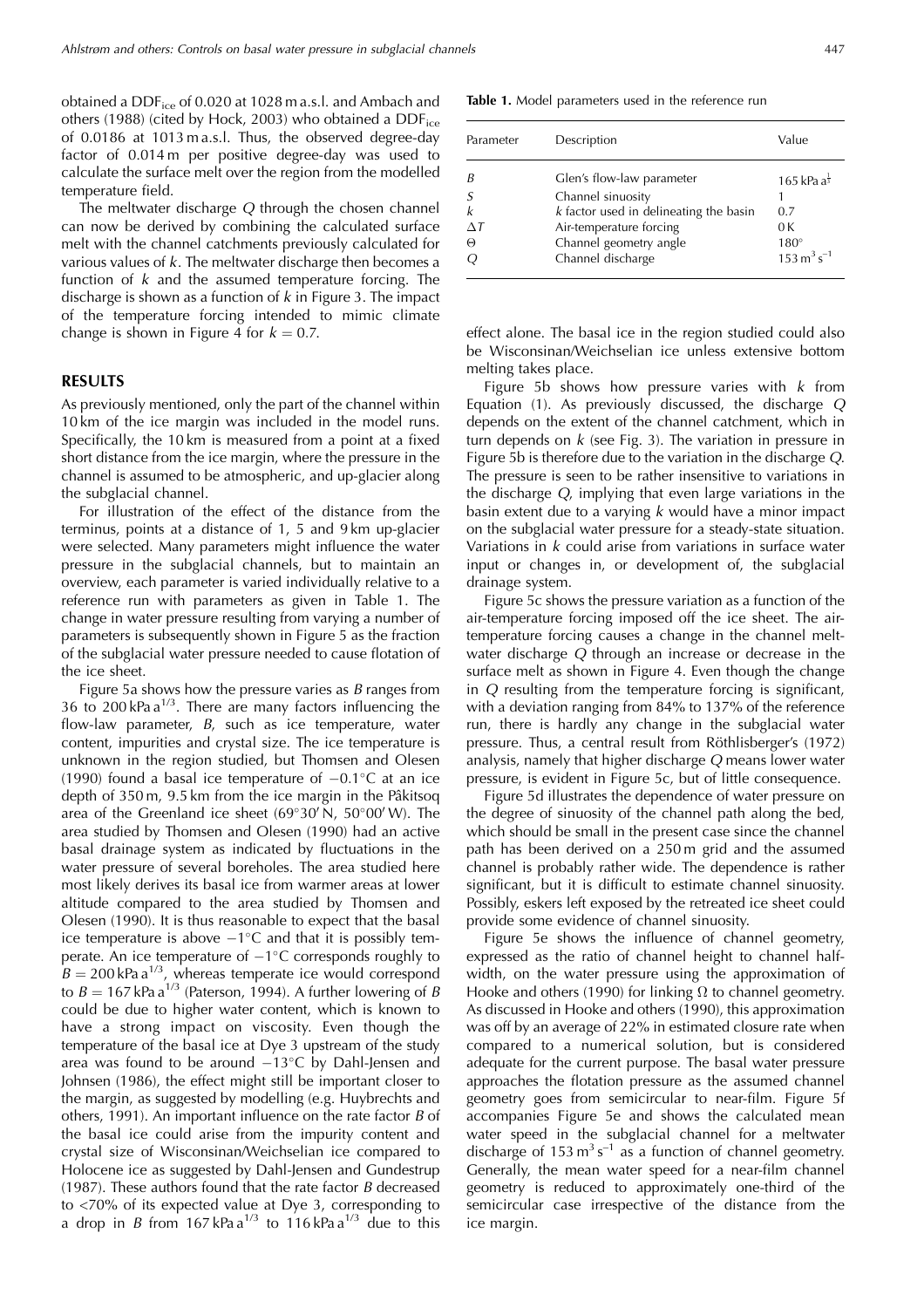obtained a $DDF_{ice}$ of 0.020 at 1028 m a.s.l. and Ambach and others (1988) (cited by Hock, 2003) who obtained a $DDF_{ice}$ of 0.0186 at 1013 m a.s.l. Thus, the observed degree-day factor of 0.014 m per positive degree-day was used to calculate the surface melt over the region from the modelled temperature field.

The meltwater discharge $Q$ through the chosen channel can now be derived by combining the calculated surface melt with the channel catchments previously calculated for various values of $k$. The meltwater discharge then becomes a function of $k$ and the assumed temperature forcing. The discharge is shown as a function of $k$ in Figure 3. The impact of the temperature forcing intended to mimic climate change is shown in Figure 4 for $k = 0.7$.

## RESULTS

As previously mentioned, only the part of the channel within 10 km of the ice margin was included in the model runs. Specifically, the 10 km is measured from a point at a fixed short distance from the ice margin, where the pressure in the channel is assumed to be atmospheric, and up-glacier along the subglacial channel.

For illustration of the effect of the distance from the terminus, points at a distance of 1, 5 and 9 km up-glacier were selected. Many parameters might influence the water pressure in the subglacial channels, but to maintain an overview, each parameter is varied individually relative to a reference run with parameters as given in Table 1. The change in water pressure resulting from varying a number of parameters is subsequently shown in Figure 5 as the fraction of the subglacial water pressure needed to cause flotation of the ice sheet.

Figure 5a shows how the pressure varies as $B$ ranges from 36 to 200 kPa a$^{1/3}$. There are many factors influencing the flow-law parameter, $B$, such as ice temperature, water content, impurities and crystal size. The ice temperature is unknown in the region studied, but Thomsen and Olesen (1990) found a basal ice temperature of $-0.1°$C at an ice depth of 350 m, 9.5 km from the ice margin in the Påkitsoq area of the Greenland ice sheet (69°30′ N, 50°00′ W). The area studied by Thomsen and Olesen (1990) had an active basal drainage system as indicated by fluctuations in the water pressure of several boreholes. The area studied here most likely derives its basal ice from warmer areas at lower altitude compared to the area studied by Thomsen and Olesen (1990). It is thus reasonable to expect that the basal ice temperature is above $-1°$C and that it is possibly temperate. An ice temperature of $-1°$C corresponds roughly to $B = 200$ kPa a$^{1/3}$, whereas temperate ice would correspond to $B = 167$ kPa a$^{1/3}$ (Paterson, 1994). A further lowering of $B$ could be due to higher water content, which is known to have a strong impact on viscosity. Even though the temperature of the basal ice at Dye 3 upstream of the study area was found to be around $-13°$C by Dahl-Jensen and Johnsen (1986), the effect might still be important closer to the margin, as suggested by modelling (e.g. Huybrechts and others, 1991). An important influence on the rate factor $B$ of the basal ice could arise from the impurity content and crystal size of Wisconsinan/Weichselian ice compared to Holocene ice as suggested by Dahl-Jensen and Gundestrup (1987). These authors found that the rate factor $B$ decreased to <70% of its expected value at Dye 3, corresponding to a drop in $B$ from 167 kPa a$^{1/3}$ to 116 kPa a$^{1/3}$ due to this effect alone. The basal ice in the region studied could also be Wisconsinan/Weichselian ice unless extensive bottom melting takes place.

**Table 1.** Model parameters used in the reference run

| Parameter | Description | Value |
|---|---|---|
| $B$ | Glen's flow-law parameter | 165 kPa a$^{\frac{1}{3}}$ |
| $S$ | Channel sinuosity | 1 |
| $k$ | $k$ factor used in delineating the basin | 0.7 |
| $\Delta T$ | Air-temperature forcing | 0 K |
| $\Theta$ | Channel geometry angle | 180° |
| $Q$ | Channel discharge | 153 m$^3$ s$^{-1}$ |

Figure 5b shows how pressure varies with $k$ from Equation (1). As previously discussed, the discharge $Q$ depends on the extent of the channel catchment, which in turn depends on $k$ (see Fig. 3). The variation in pressure in Figure 5b is therefore due to the variation in the discharge $Q$. The pressure is seen to be rather insensitive to variations in the discharge $Q$, implying that even large variations in the basin extent due to a varying $k$ would have a minor impact on the subglacial water pressure for a steady-state situation. Variations in $k$ could arise from variations in surface water input or changes in, or development of, the subglacial drainage system.

Figure 5c shows the pressure variation as a function of the air-temperature forcing imposed off the ice sheet. The air-temperature forcing causes a change in the channel meltwater discharge $Q$ through an increase or decrease in the surface melt as shown in Figure 4. Even though the change in $Q$ resulting from the temperature forcing is significant, with a deviation ranging from 84% to 137% of the reference run, there is hardly any change in the subglacial water pressure. Thus, a central result from Röthlisberger's (1972) analysis, namely that higher discharge $Q$ means lower water pressure, is evident in Figure 5c, but of little consequence.

Figure 5d illustrates the dependence of water pressure on the degree of sinuosity of the channel path along the bed, which should be small in the present case since the channel path has been derived on a 250 m grid and the assumed channel is probably rather wide. The dependence is rather significant, but it is difficult to estimate channel sinuosity. Possibly, eskers left exposed by the retreated ice sheet could provide some evidence of channel sinuosity.

Figure 5e shows the influence of channel geometry, expressed as the ratio of channel height to channel half-width, on the water pressure using the approximation of Hooke and others (1990) for linking $\Omega$ to channel geometry. As discussed in Hooke and others (1990), this approximation was off by an average of 22% in estimated closure rate when compared to a numerical solution, but is considered adequate for the current purpose. The basal water pressure approaches the flotation pressure as the assumed channel geometry goes from semicircular to near-film. Figure 5f accompanies Figure 5e and shows the calculated mean water speed in the subglacial channel for a meltwater discharge of 153 m$^3$ s$^{-1}$ as a function of channel geometry. Generally, the mean water speed for a near-film channel geometry is reduced to approximately one-third of the semicircular case irrespective of the distance from the ice margin.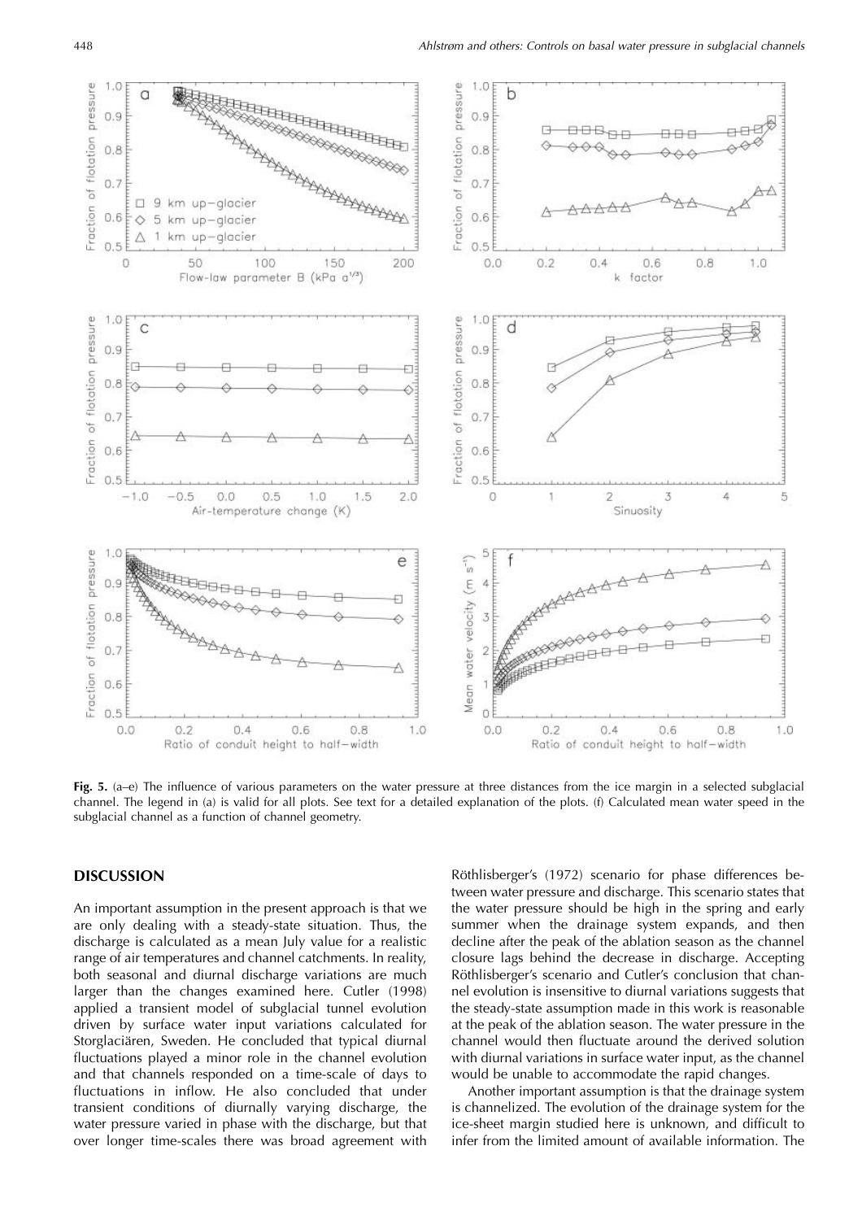**Fig. 5.** (a–e) The influence of various parameters on the water pressure at three distances from the ice margin in a selected subglacial channel. The legend in (a) is valid for all plots. See text for a detailed explanation of the plots. (f) Calculated mean water speed in the subglacial channel as a function of channel geometry.

## DISCUSSION

An important assumption in the present approach is that we are only dealing with a steady-state situation. Thus, the discharge is calculated as a mean July value for a realistic range of air temperatures and channel catchments. In reality, both seasonal and diurnal discharge variations are much larger than the changes examined here. Cutler (1998) applied a transient model of subglacial tunnel evolution driven by surface water input variations calculated for Storglaciären, Sweden. He concluded that typical diurnal fluctuations played a minor role in the channel evolution and that channels responded on a time-scale of days to fluctuations in inflow. He also concluded that under transient conditions of diurnally varying discharge, the water pressure varied in phase with the discharge, but that over longer time-scales there was broad agreement with Röthlisberger's (1972) scenario for phase differences between water pressure and discharge. This scenario states that the water pressure should be high in the spring and early summer when the drainage system expands, and then decline after the peak of the ablation season as the channel closure lags behind the decrease in discharge. Accepting Röthlisberger's scenario and Cutler's conclusion that channel evolution is insensitive to diurnal variations suggests that the steady-state assumption made in this work is reasonable at the peak of the ablation season. The water pressure in the channel would then fluctuate around the derived solution with diurnal variations in surface water input, as the channel would be unable to accommodate the rapid changes.

Another important assumption is that the drainage system is channelized. The evolution of the drainage system for the ice-sheet margin studied here is unknown, and difficult to infer from the limited amount of available information. The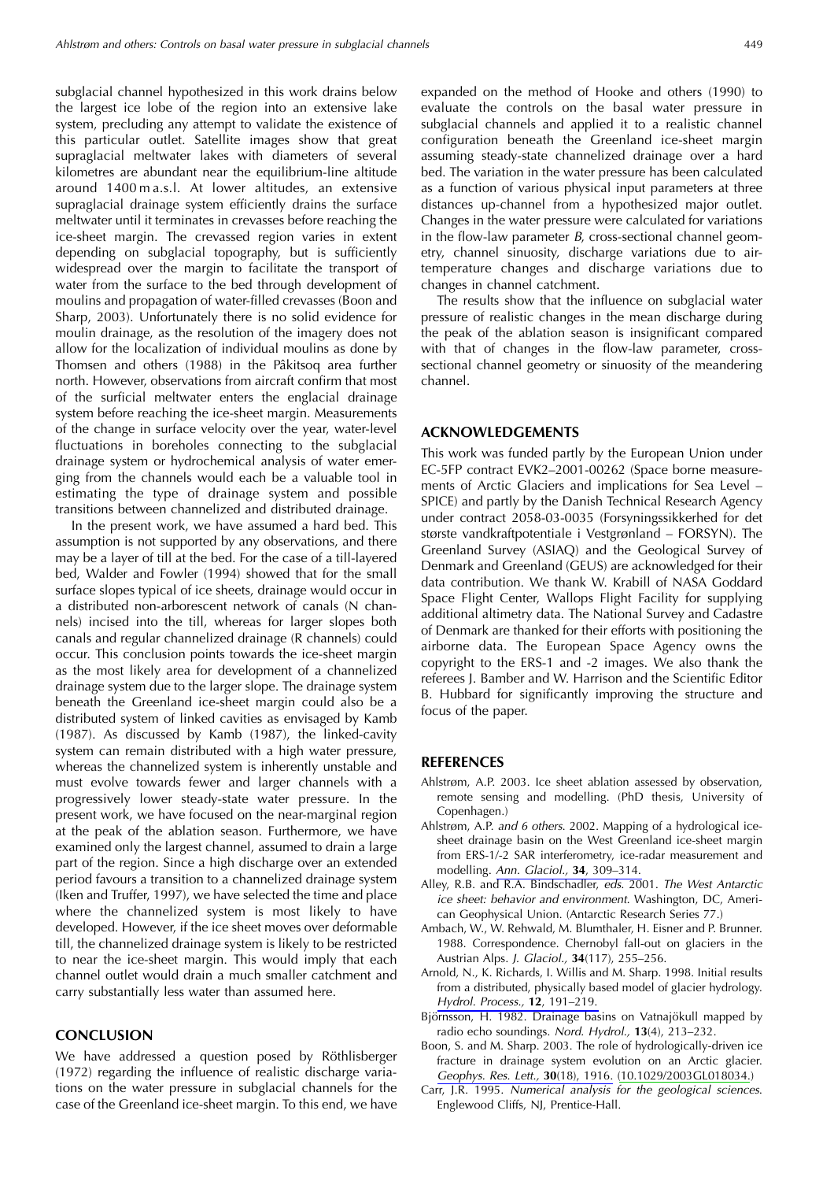subglacial channel hypothesized in this work drains below the largest ice lobe of the region into an extensive lake system, precluding any attempt to validate the existence of this particular outlet. Satellite images show that great supraglacial meltwater lakes with diameters of several kilometres are abundant near the equilibrium-line altitude around 1400 m a.s.l. At lower altitudes, an extensive supraglacial drainage system efficiently drains the surface meltwater until it terminates in crevasses before reaching the ice-sheet margin. The crevassed region varies in extent depending on subglacial topography, but is sufficiently widespread over the margin to facilitate the transport of water from the surface to the bed through development of moulins and propagation of water-filled crevasses (Boon and Sharp, 2003). Unfortunately there is no solid evidence for moulin drainage, as the resolution of the imagery does not allow for the localization of individual moulins as done by Thomsen and others (1988) in the Påkitsoq area further north. However, observations from aircraft confirm that most of the surficial meltwater enters the englacial drainage system before reaching the ice-sheet margin. Measurements of the change in surface velocity over the year, water-level fluctuations in boreholes connecting to the subglacial drainage system or hydrochemical analysis of water emerging from the channels would each be a valuable tool in estimating the type of drainage system and possible transitions between channelized and distributed drainage.

In the present work, we have assumed a hard bed. This assumption is not supported by any observations, and there may be a layer of till at the bed. For the case of a till-layered bed, Walder and Fowler (1994) showed that for the small surface slopes typical of ice sheets, drainage would occur in a distributed non-arborescent network of canals (N channels) incised into the till, whereas for larger slopes both canals and regular channelized drainage (R channels) could occur. This conclusion points towards the ice-sheet margin as the most likely area for development of a channelized drainage system due to the larger slope. The drainage system beneath the Greenland ice-sheet margin could also be a distributed system of linked cavities as envisaged by Kamb (1987). As discussed by Kamb (1987), the linked-cavity system can remain distributed with a high water pressure, whereas the channelized system is inherently unstable and must evolve towards fewer and larger channels with a progressively lower steady-state water pressure. In the present work, we have focused on the near-marginal region at the peak of the ablation season. Furthermore, we have examined only the largest channel, assumed to drain a large part of the region. Since a high discharge over an extended period favours a transition to a channelized drainage system (Iken and Truffer, 1997), we have selected the time and place where the channelized system is most likely to have developed. However, if the ice sheet moves over deformable till, the channelized drainage system is likely to be restricted to near the ice-sheet margin. This would imply that each channel outlet would drain a much smaller catchment and carry substantially less water than assumed here.

## CONCLUSION

We have addressed a question posed by Röthlisberger (1972) regarding the influence of realistic discharge variations on the water pressure in subglacial channels for the case of the Greenland ice-sheet margin. To this end, we have expanded on the method of Hooke and others (1990) to evaluate the controls on the basal water pressure in subglacial channels and applied it to a realistic channel configuration beneath the Greenland ice-sheet margin assuming steady-state channelized drainage over a hard bed. The variation in the water pressure has been calculated as a function of various physical input parameters at three distances up-channel from a hypothesized major outlet. Changes in the water pressure were calculated for variations in the flow-law parameter $B$, cross-sectional channel geometry, channel sinuosity, discharge variations due to air-temperature changes and discharge variations due to changes in channel catchment.

The results show that the influence on subglacial water pressure of realistic changes in the mean discharge during the peak of the ablation season is insignificant compared with that of changes in the flow-law parameter, cross-sectional channel geometry or sinuosity of the meandering channel.

## ACKNOWLEDGEMENTS

This work was funded partly by the European Union under EC-5FP contract EVK2–2001-00262 (Space borne measurements of Arctic Glaciers and implications for Sea Level – SPICE) and partly by the Danish Technical Research Agency under contract 2058-03-0035 (Forsyningssikkerhed for det største vandkraftpotentiale i Vestgrønland – FORSYN). The Greenland Survey (ASIAQ) and the Geological Survey of Denmark and Greenland (GEUS) are acknowledged for their data contribution. We thank W. Krabill of NASA Goddard Space Flight Center, Wallops Flight Facility for supplying additional altimetry data. The National Survey and Cadastre of Denmark are thanked for their efforts with positioning the airborne data. The European Space Agency owns the copyright to the ERS-1 and -2 images. We also thank the referees J. Bamber and W. Harrison and the Scientific Editor B. Hubbard for significantly improving the structure and focus of the paper.

## REFERENCES

- Ahlstrøm, A.P. 2003. Ice sheet ablation assessed by observation, remote sensing and modelling. (PhD thesis, University of Copenhagen.)
- Ahlstrøm, A.P. *and 6 others*. 2002. Mapping of a hydrological ice-sheet drainage basin on the West Greenland ice-sheet margin from ERS-1/-2 SAR interferometry, ice-radar measurement and modelling. *Ann. Glaciol.,* **34**, 309–314.
- Alley, R.B. and R.A. Bindschadler, *eds.* 2001. *The West Antarctic ice sheet: behavior and environment*. Washington, DC, American Geophysical Union. (Antarctic Research Series 77.)
- Ambach, W., W. Rehwald, M. Blumthaler, H. Eisner and P. Brunner. 1988. Correspondence. Chernobyl fall-out on glaciers in the Austrian Alps. *J. Glaciol.,* **34**(117), 255–256.
- Arnold, N., K. Richards, I. Willis and M. Sharp. 1998. Initial results from a distributed, physically based model of glacier hydrology. *Hydrol. Process.,* **12**, 191–219.
- Björnsson, H. 1982. Drainage basins on Vatnajökull mapped by radio echo soundings. *Nord. Hydrol.,* **13**(4), 213–232.
- Boon, S. and M. Sharp. 2003. The role of hydrologically-driven ice fracture in drainage system evolution on an Arctic glacier. *Geophys. Res. Lett.,* **30**(18), 1916. (10.1029/2003GL018034.)
- Carr, J.R. 1995. *Numerical analysis for the geological sciences*. Englewood Cliffs, NJ, Prentice-Hall.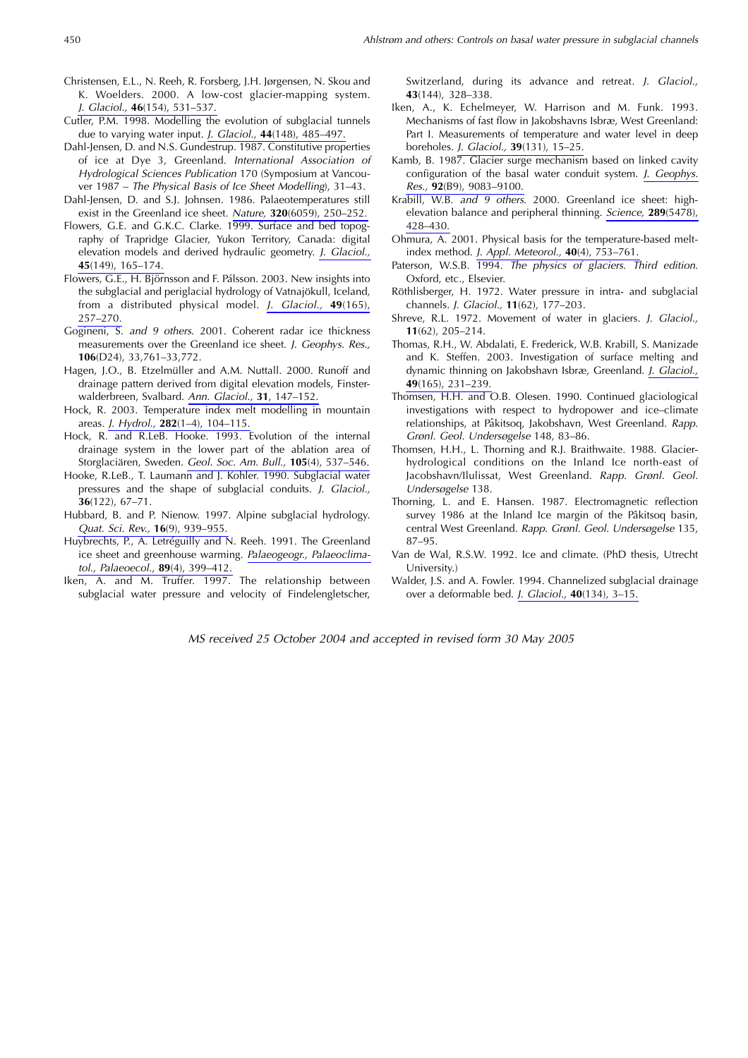Christensen, E.L., N. Reeh, R. Forsberg, J.H. Jørgensen, N. Skou and K. Woelders. 2000. A low-cost glacier-mapping system. *J. Glaciol.,* **46**(154), 531–537.

Cutler, P.M. 1998. Modelling the evolution of subglacial tunnels due to varying water input. *J. Glaciol.,* **44**(148), 485–497.

Dahl-Jensen, D. and N.S. Gundestrup. 1987. Constitutive properties of ice at Dye 3, Greenland. *International Association of Hydrological Sciences Publication* 170 (Symposium at Vancouver 1987 – *The Physical Basis of Ice Sheet Modelling*), 31–43.

Dahl-Jensen, D. and S.J. Johnsen. 1986. Palaeotemperatures still exist in the Greenland ice sheet. *Nature,* **320**(6059), 250–252.

Flowers, G.E. and G.K.C. Clarke. 1999. Surface and bed topography of Trapridge Glacier, Yukon Territory, Canada: digital elevation models and derived hydraulic geometry. *J. Glaciol.,* **45**(149), 165–174.

Flowers, G.E., H. Björnsson and F. Pálsson. 2003. New insights into the subglacial and periglacial hydrology of Vatnajökull, Iceland, from a distributed physical model. *J. Glaciol.,* **49**(165), 257–270.

Gogineni, S. *and 9 others.* 2001. Coherent radar ice thickness measurements over the Greenland ice sheet. *J. Geophys. Res.,* **106**(D24), 33,761–33,772.

Hagen, J.O., B. Etzelmüller and A.M. Nuttall. 2000. Runoff and drainage pattern derived from digital elevation models, Finsterwalderbreen, Svalbard. *Ann. Glaciol.,* **31**, 147–152.

Hock, R. 2003. Temperature index melt modelling in mountain areas. *J. Hydrol.,* **282**(1–4), 104–115.

Hock, R. and R.LeB. Hooke. 1993. Evolution of the internal drainage system in the lower part of the ablation area of Storglaciären, Sweden. *Geol. Soc. Am. Bull.,* **105**(4), 537–546.

Hooke, R.LeB., T. Laumann and J. Kohler. 1990. Subglacial water pressures and the shape of subglacial conduits. *J. Glaciol.,* **36**(122), 67–71.

Hubbard, B. and P. Nienow. 1997. Alpine subglacial hydrology. *Quat. Sci. Rev.,* **16**(9), 939–955.

Huybrechts, P., A. Letréguilly and N. Reeh. 1991. The Greenland ice sheet and greenhouse warming. *Palaeogeogr., Palaeoclimatol., Palaeoecol.,* **89**(4), 399–412.

Iken, A. and M. Truffer. 1997. The relationship between subglacial water pressure and velocity of Findelengletscher, Switzerland, during its advance and retreat. *J. Glaciol.,* **43**(144), 328–338.

Iken, A., K. Echelmeyer, W. Harrison and M. Funk. 1993. Mechanisms of fast flow in Jakobshavns Isbræ, West Greenland: Part I. Measurements of temperature and water level in deep boreholes. *J. Glaciol.,* **39**(131), 15–25.

Kamb, B. 1987. Glacier surge mechanism based on linked cavity configuration of the basal water conduit system. *J. Geophys. Res.,* **92**(B9), 9083–9100.

Krabill, W.B. *and 9 others.* 2000. Greenland ice sheet: high-elevation balance and peripheral thinning. *Science,* **289**(5478), 428–430.

Ohmura, A. 2001. Physical basis for the temperature-based melt-index method. *J. Appl. Meteorol.,* **40**(4), 753–761.

Paterson, W.S.B. 1994. *The physics of glaciers. Third edition.* Oxford, etc., Elsevier.

Röthlisberger, H. 1972. Water pressure in intra- and subglacial channels. *J. Glaciol.,* **11**(62), 177–203.

Shreve, R.L. 1972. Movement of water in glaciers. *J. Glaciol.,* **11**(62), 205–214.

Thomas, R.H., W. Abdalati, E. Frederick, W.B. Krabill, S. Manizade and K. Steffen. 2003. Investigation of surface melting and dynamic thinning on Jakobshavn Isbræ, Greenland. *J. Glaciol.,* **49**(165), 231–239.

Thomsen, H.H. and O.B. Olesen. 1990. Continued glaciological investigations with respect to hydropower and ice–climate relationships, at Påkitsoq, Jakobshavn, West Greenland. *Rapp. Grønl. Geol. Undersøgelse* 148, 83–86.

Thomsen, H.H., L. Thorning and R.J. Braithwaite. 1988. Glacier-hydrological conditions on the Inland Ice north-east of Jacobshavn/Ilulissat, West Greenland. *Rapp. Grønl. Geol. Undersøgelse* 138.

Thorning, L. and E. Hansen. 1987. Electromagnetic reflection survey 1986 at the Inland Ice margin of the Påkitsoq basin, central West Greenland. *Rapp. Grønl. Geol. Undersøgelse* 135, 87–95.

Van de Wal, R.S.W. 1992. Ice and climate. (PhD thesis, Utrecht University.)

Walder, J.S. and A. Fowler. 1994. Channelized subglacial drainage over a deformable bed. *J. Glaciol.,* **40**(134), 3–15.

*MS received 25 October 2004 and accepted in revised form 30 May 2005*